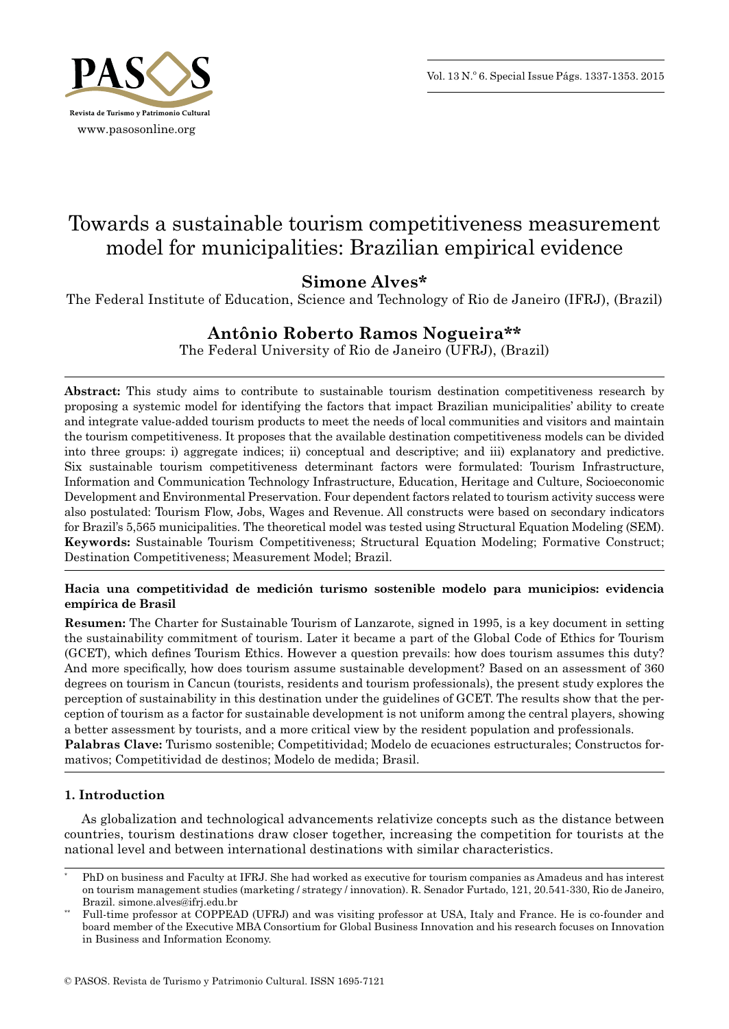# Towards a sustainable tourism competitiveness measurement model for municipalities: Brazilian empirical evidence

**Simone Alves***

The Federal Institute of Education, Science and Technology of Rio de Janeiro (IFRJ), (Brazil)

**Antônio Roberto Ramos Nogueira****

The Federal University of Rio de Janeiro (UFRJ), (Brazil)

**Abstract:** This study aims to contribute to sustainable tourism destination competitiveness research by proposing a systemic model for identifying the factors that impact Brazilian municipalities' ability to create and integrate value-added tourism products to meet the needs of local communities and visitors and maintain the tourism competitiveness. It proposes that the available destination competitiveness models can be divided into three groups: i) aggregate indices; ii) conceptual and descriptive; and iii) explanatory and predictive. Six sustainable tourism competitiveness determinant factors were formulated: Tourism Infrastructure, Information and Communication Technology Infrastructure, Education, Heritage and Culture, Socioeconomic Development and Environmental Preservation. Four dependent factors related to tourism activity success were also postulated: Tourism Flow, Jobs, Wages and Revenue. All constructs were based on secondary indicators for Brazil's 5,565 municipalities. The theoretical model was tested using Structural Equation Modeling (SEM).

**Keywords:** Sustainable Tourism Competitiveness; Structural Equation Modeling; Formative Construct; Destination Competitiveness; Measurement Model; Brazil.

**Hacia una competitividad de medición turismo sostenible modelo para municipios: evidencia empírica de Brasil**

**Resumen:** The Charter for Sustainable Tourism of Lanzarote, signed in 1995, is a key document in setting the sustainability commitment of tourism. Later it became a part of the Global Code of Ethics for Tourism (GCET), which defines Tourism Ethics. However a question prevails: how does tourism assumes this duty? And more specifically, how does tourism assume sustainable development? Based on an assessment of 360 degrees on tourism in Cancun (tourists, residents and tourism professionals), the present study explores the perception of sustainability in this destination under the guidelines of GCET. The results show that the perception of tourism as a factor for sustainable development is not uniform among the central players, showing a better assessment by tourists, and a more critical view by the resident population and professionals.

**Palabras Clave:** Turismo sostenible; Competitividad; Modelo de ecuaciones estructurales; Constructos formativos; Competitividad de destinos; Modelo de medida; Brasil.

## 1. Introduction

As globalization and technological advancements relativize concepts such as the distance between countries, tourism destinations draw closer together, increasing the competition for tourists at the national level and between international destinations with similar characteristics.

---

\* PhD on business and Faculty at IFRJ. She had worked as executive for tourism companies as Amadeus and has interest on tourism management studies (marketing / strategy / innovation). R. Senador Furtado, 121, 20.541-330, Rio de Janeiro, Brazil. simone.alves@ifrj.edu.br

\*\* Full-time professor at COPPEAD (UFRJ) and was visiting professor at USA, Italy and France. He is co-founder and board member of the Executive MBA Consortium for Global Business Innovation and his research focuses on Innovation in Business and Information Economy.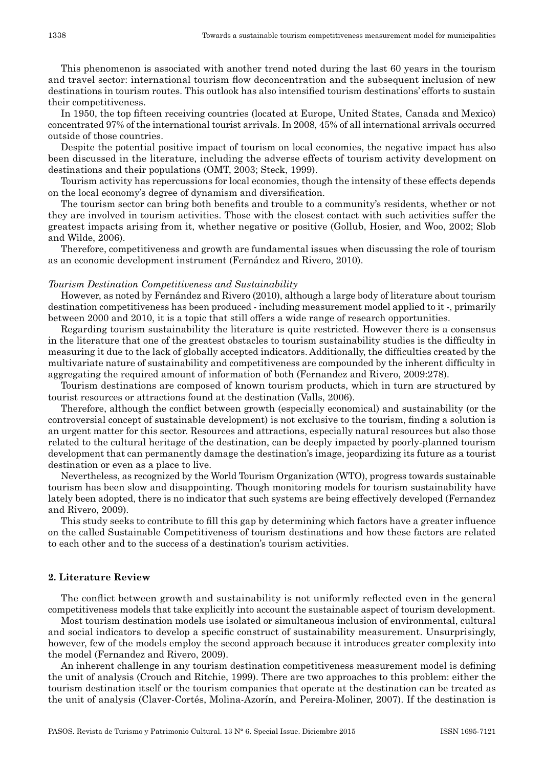This phenomenon is associated with another trend noted during the last 60 years in the tourism and travel sector: international tourism flow deconcentration and the subsequent inclusion of new destinations in tourism routes. This outlook has also intensified tourism destinations' efforts to sustain their competitiveness.

In 1950, the top fifteen receiving countries (located at Europe, United States, Canada and Mexico) concentrated 97% of the international tourist arrivals. In 2008, 45% of all international arrivals occurred outside of those countries.

Despite the potential positive impact of tourism on local economies, the negative impact has also been discussed in the literature, including the adverse effects of tourism activity development on destinations and their populations (OMT, 2003; Steck, 1999).

Tourism activity has repercussions for local economies, though the intensity of these effects depends on the local economy's degree of dynamism and diversification.

The tourism sector can bring both benefits and trouble to a community's residents, whether or not they are involved in tourism activities. Those with the closest contact with such activities suffer the greatest impacts arising from it, whether negative or positive (Gollub, Hosier, and Woo, 2002; Slob and Wilde, 2006).

Therefore, competitiveness and growth are fundamental issues when discussing the role of tourism as an economic development instrument (Fernández and Rivero, 2010).

*Tourism Destination Competitiveness and Sustainability*

However, as noted by Fernández and Rivero (2010), although a large body of literature about tourism destination competitiveness has been produced - including measurement model applied to it -, primarily between 2000 and 2010, it is a topic that still offers a wide range of research opportunities.

Regarding tourism sustainability the literature is quite restricted. However there is a consensus in the literature that one of the greatest obstacles to tourism sustainability studies is the difficulty in measuring it due to the lack of globally accepted indicators. Additionally, the difficulties created by the multivariate nature of sustainability and competitiveness are compounded by the inherent difficulty in aggregating the required amount of information of both (Fernandez and Rivero, 2009:278).

Tourism destinations are composed of known tourism products, which in turn are structured by tourist resources or attractions found at the destination (Valls, 2006).

Therefore, although the conflict between growth (especially economical) and sustainability (or the controversial concept of sustainable development) is not exclusive to the tourism, finding a solution is an urgent matter for this sector. Resources and attractions, especially natural resources but also those related to the cultural heritage of the destination, can be deeply impacted by poorly-planned tourism development that can permanently damage the destination's image, jeopardizing its future as a tourist destination or even as a place to live.

Nevertheless, as recognized by the World Tourism Organization (WTO), progress towards sustainable tourism has been slow and disappointing. Though monitoring models for tourism sustainability have lately been adopted, there is no indicator that such systems are being effectively developed (Fernandez and Rivero, 2009).

This study seeks to contribute to fill this gap by determining which factors have a greater influence on the called Sustainable Competitiveness of tourism destinations and how these factors are related to each other and to the success of a destination's tourism activities.

## 2. Literature Review

The conflict between growth and sustainability is not uniformly reflected even in the general competitiveness models that take explicitly into account the sustainable aspect of tourism development.

Most tourism destination models use isolated or simultaneous inclusion of environmental, cultural and social indicators to develop a specific construct of sustainability measurement. Unsurprisingly, however, few of the models employ the second approach because it introduces greater complexity into the model (Fernandez and Rivero, 2009).

An inherent challenge in any tourism destination competitiveness measurement model is defining the unit of analysis (Crouch and Ritchie, 1999). There are two approaches to this problem: either the tourism destination itself or the tourism companies that operate at the destination can be treated as the unit of analysis (Claver-Cortés, Molina-Azorín, and Pereira-Moliner, 2007). If the destination is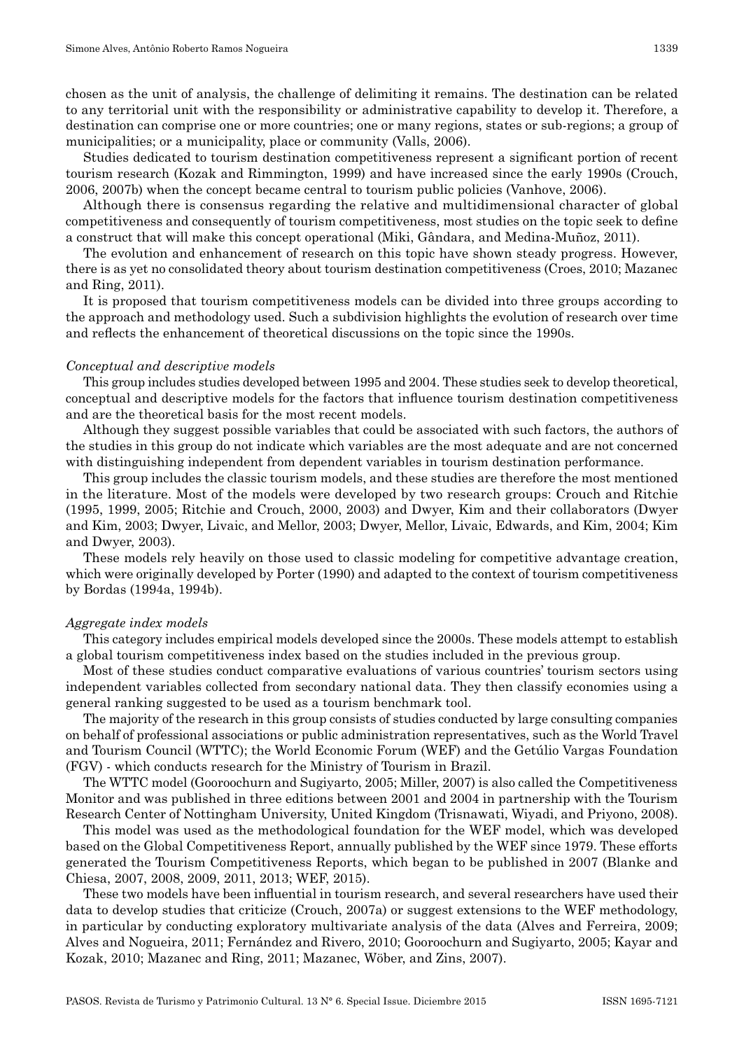chosen as the unit of analysis, the challenge of delimiting it remains. The destination can be related to any territorial unit with the responsibility or administrative capability to develop it. Therefore, a destination can comprise one or more countries; one or many regions, states or sub-regions; a group of municipalities; or a municipality, place or community (Valls, 2006).

Studies dedicated to tourism destination competitiveness represent a significant portion of recent tourism research (Kozak and Rimmington, 1999) and have increased since the early 1990s (Crouch, 2006, 2007b) when the concept became central to tourism public policies (Vanhove, 2006).

Although there is consensus regarding the relative and multidimensional character of global competitiveness and consequently of tourism competitiveness, most studies on the topic seek to define a construct that will make this concept operational (Miki, Gândara, and Medina-Muñoz, 2011).

The evolution and enhancement of research on this topic have shown steady progress. However, there is as yet no consolidated theory about tourism destination competitiveness (Croes, 2010; Mazanec and Ring, 2011).

It is proposed that tourism competitiveness models can be divided into three groups according to the approach and methodology used. Such a subdivision highlights the evolution of research over time and reflects the enhancement of theoretical discussions on the topic since the 1990s.

*Conceptual and descriptive models*

This group includes studies developed between 1995 and 2004. These studies seek to develop theoretical, conceptual and descriptive models for the factors that influence tourism destination competitiveness and are the theoretical basis for the most recent models.

Although they suggest possible variables that could be associated with such factors, the authors of the studies in this group do not indicate which variables are the most adequate and are not concerned with distinguishing independent from dependent variables in tourism destination performance.

This group includes the classic tourism models, and these studies are therefore the most mentioned in the literature. Most of the models were developed by two research groups: Crouch and Ritchie (1995, 1999, 2005; Ritchie and Crouch, 2000, 2003) and Dwyer, Kim and their collaborators (Dwyer and Kim, 2003; Dwyer, Livaic, and Mellor, 2003; Dwyer, Mellor, Livaic, Edwards, and Kim, 2004; Kim and Dwyer, 2003).

These models rely heavily on those used to classic modeling for competitive advantage creation, which were originally developed by Porter (1990) and adapted to the context of tourism competitiveness by Bordas (1994a, 1994b).

*Aggregate index models*

This category includes empirical models developed since the 2000s. These models attempt to establish a global tourism competitiveness index based on the studies included in the previous group.

Most of these studies conduct comparative evaluations of various countries' tourism sectors using independent variables collected from secondary national data. They then classify economies using a general ranking suggested to be used as a tourism benchmark tool.

The majority of the research in this group consists of studies conducted by large consulting companies on behalf of professional associations or public administration representatives, such as the World Travel and Tourism Council (WTTC); the World Economic Forum (WEF) and the Getúlio Vargas Foundation (FGV) - which conducts research for the Ministry of Tourism in Brazil.

The WTTC model (Gooroochurn and Sugiyarto, 2005; Miller, 2007) is also called the Competitiveness Monitor and was published in three editions between 2001 and 2004 in partnership with the Tourism Research Center of Nottingham University, United Kingdom (Trisnawati, Wiyadi, and Priyono, 2008).

This model was used as the methodological foundation for the WEF model, which was developed based on the Global Competitiveness Report, annually published by the WEF since 1979. These efforts generated the Tourism Competitiveness Reports, which began to be published in 2007 (Blanke and Chiesa, 2007, 2008, 2009, 2011, 2013; WEF, 2015).

These two models have been influential in tourism research, and several researchers have used their data to develop studies that criticize (Crouch, 2007a) or suggest extensions to the WEF methodology, in particular by conducting exploratory multivariate analysis of the data (Alves and Ferreira, 2009; Alves and Nogueira, 2011; Fernández and Rivero, 2010; Gooroochurn and Sugiyarto, 2005; Kayar and Kozak, 2010; Mazanec and Ring, 2011; Mazanec, Wöber, and Zins, 2007).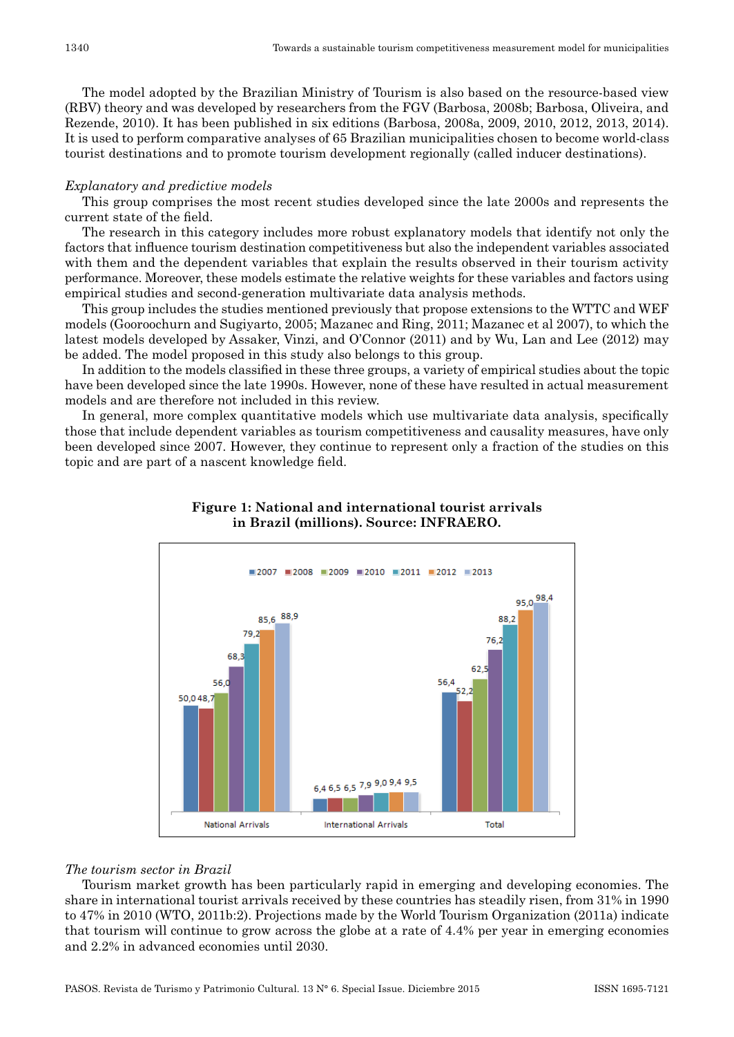The model adopted by the Brazilian Ministry of Tourism is also based on the resource-based view (RBV) theory and was developed by researchers from the FGV (Barbosa, 2008b; Barbosa, Oliveira, and Rezende, 2010). It has been published in six editions (Barbosa, 2008a, 2009, 2010, 2012, 2013, 2014). It is used to perform comparative analyses of 65 Brazilian municipalities chosen to become world-class tourist destinations and to promote tourism development regionally (called inducer destinations).

*Explanatory and predictive models*

This group comprises the most recent studies developed since the late 2000s and represents the current state of the field.

The research in this category includes more robust explanatory models that identify not only the factors that influence tourism destination competitiveness but also the independent variables associated with them and the dependent variables that explain the results observed in their tourism activity performance. Moreover, these models estimate the relative weights for these variables and factors using empirical studies and second-generation multivariate data analysis methods.

This group includes the studies mentioned previously that propose extensions to the WTTC and WEF models (Gooroochurn and Sugiyarto, 2005; Mazanec and Ring, 2011; Mazanec et al 2007), to which the latest models developed by Assaker, Vinzi, and O'Connor (2011) and by Wu, Lan and Lee (2012) may be added. The model proposed in this study also belongs to this group.

In addition to the models classified in these three groups, a variety of empirical studies about the topic have been developed since the late 1990s. However, none of these have resulted in actual measurement models and are therefore not included in this review.

In general, more complex quantitative models which use multivariate data analysis, specifically those that include dependent variables as tourism competitiveness and causality measures, have only been developed since 2007. However, they continue to represent only a fraction of the studies on this topic and are part of a nascent knowledge field.

**Figure 1: National and international tourist arrivals in Brazil (millions). Source: INFRAERO.**

| | 2007 | 2008 | 2009 | 2010 | 2011 | 2012 | 2013 |
|---|---|---|---|---|---|---|---|
| National Arrivals | 50,0 | 48,7 | 56,0 | 68,3 | 79,2 | 85,6 | 88,9 |
| International Arrivals | 6,4 | 6,5 | 6,5 | 7,9 | 9,0 | 9,4 | 9,5 |
| Total | 56,4 | 52,2 | 62,5 | 76,2 | 88,2 | 95,0 | 98,4 |

*The tourism sector in Brazil*

Tourism market growth has been particularly rapid in emerging and developing economies. The share in international tourist arrivals received by these countries has steadily risen, from 31% in 1990 to 47% in 2010 (WTO, 2011b:2). Projections made by the World Tourism Organization (2011a) indicate that tourism will continue to grow across the globe at a rate of 4.4% per year in emerging economies and 2.2% in advanced economies until 2030.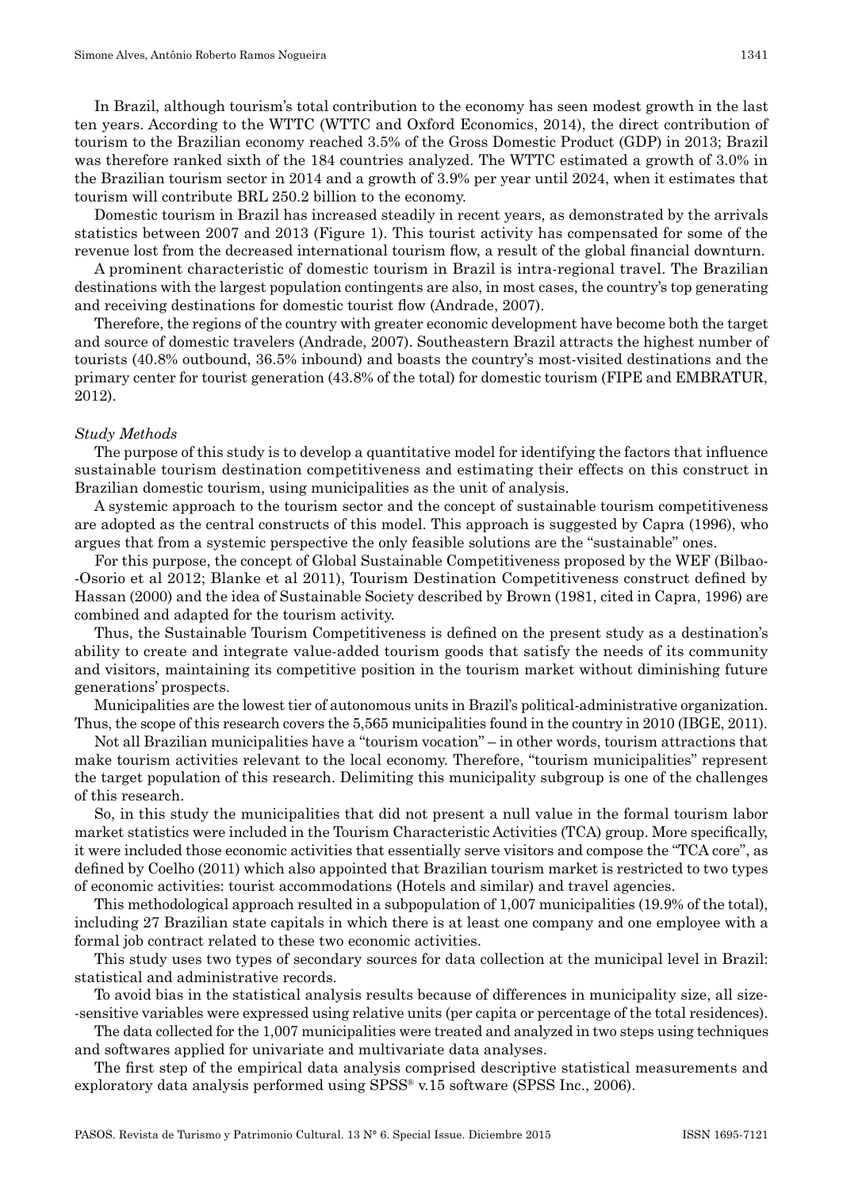In Brazil, although tourism's total contribution to the economy has seen modest growth in the last ten years. According to the WTTC (WTTC and Oxford Economics, 2014), the direct contribution of tourism to the Brazilian economy reached 3.5% of the Gross Domestic Product (GDP) in 2013; Brazil was therefore ranked sixth of the 184 countries analyzed. The WTTC estimated a growth of 3.0% in the Brazilian tourism sector in 2014 and a growth of 3.9% per year until 2024, when it estimates that tourism will contribute BRL 250.2 billion to the economy.

Domestic tourism in Brazil has increased steadily in recent years, as demonstrated by the arrivals statistics between 2007 and 2013 (Figure 1). This tourist activity has compensated for some of the revenue lost from the decreased international tourism flow, a result of the global financial downturn.

A prominent characteristic of domestic tourism in Brazil is intra-regional travel. The Brazilian destinations with the largest population contingents are also, in most cases, the country's top generating and receiving destinations for domestic tourist flow (Andrade, 2007).

Therefore, the regions of the country with greater economic development have become both the target and source of domestic travelers (Andrade, 2007). Southeastern Brazil attracts the highest number of tourists (40.8% outbound, 36.5% inbound) and boasts the country's most-visited destinations and the primary center for tourist generation (43.8% of the total) for domestic tourism (FIPE and EMBRATUR, 2012).

*Study Methods*

The purpose of this study is to develop a quantitative model for identifying the factors that influence sustainable tourism destination competitiveness and estimating their effects on this construct in Brazilian domestic tourism, using municipalities as the unit of analysis.

A systemic approach to the tourism sector and the concept of sustainable tourism competitiveness are adopted as the central constructs of this model. This approach is suggested by Capra (1996), who argues that from a systemic perspective the only feasible solutions are the "sustainable" ones.

For this purpose, the concept of Global Sustainable Competitiveness proposed by the WEF (Bilbao-Osorio et al 2012; Blanke et al 2011), Tourism Destination Competitiveness construct defined by Hassan (2000) and the idea of Sustainable Society described by Brown (1981, cited in Capra, 1996) are combined and adapted for the tourism activity.

Thus, the Sustainable Tourism Competitiveness is defined on the present study as a destination's ability to create and integrate value-added tourism goods that satisfy the needs of its community and visitors, maintaining its competitive position in the tourism market without diminishing future generations' prospects.

Municipalities are the lowest tier of autonomous units in Brazil's political-administrative organization. Thus, the scope of this research covers the 5,565 municipalities found in the country in 2010 (IBGE, 2011).

Not all Brazilian municipalities have a "tourism vocation" – in other words, tourism attractions that make tourism activities relevant to the local economy. Therefore, "tourism municipalities" represent the target population of this research. Delimiting this municipality subgroup is one of the challenges of this research.

So, in this study the municipalities that did not present a null value in the formal tourism labor market statistics were included in the Tourism Characteristic Activities (TCA) group. More specifically, it were included those economic activities that essentially serve visitors and compose the "TCA core", as defined by Coelho (2011) which also appointed that Brazilian tourism market is restricted to two types of economic activities: tourist accommodations (Hotels and similar) and travel agencies.

This methodological approach resulted in a subpopulation of 1,007 municipalities (19.9% of the total), including 27 Brazilian state capitals in which there is at least one company and one employee with a formal job contract related to these two economic activities.

This study uses two types of secondary sources for data collection at the municipal level in Brazil: statistical and administrative records.

To avoid bias in the statistical analysis results because of differences in municipality size, all size-sensitive variables were expressed using relative units (per capita or percentage of the total residences).

The data collected for the 1,007 municipalities were treated and analyzed in two steps using techniques and softwares applied for univariate and multivariate data analyses.

The first step of the empirical data analysis comprised descriptive statistical measurements and exploratory data analysis performed using SPSS® v.15 software (SPSS Inc., 2006).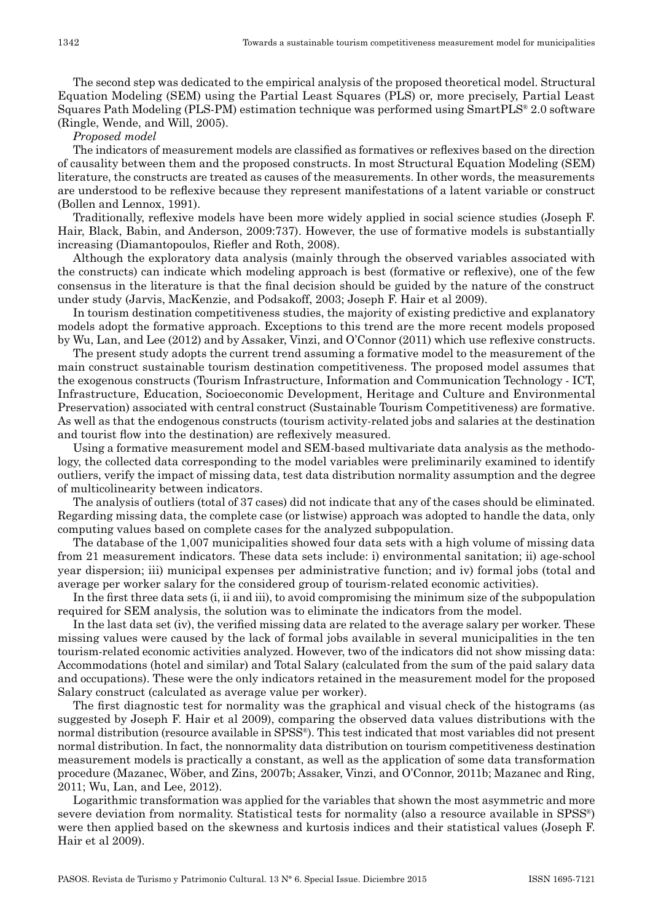The second step was dedicated to the empirical analysis of the proposed theoretical model. Structural Equation Modeling (SEM) using the Partial Least Squares (PLS) or, more precisely, Partial Least Squares Path Modeling (PLS-PM) estimation technique was performed using SmartPLS® 2.0 software (Ringle, Wende, and Will, 2005).

*Proposed model*

The indicators of measurement models are classified as formatives or reflexives based on the direction of causality between them and the proposed constructs. In most Structural Equation Modeling (SEM) literature, the constructs are treated as causes of the measurements. In other words, the measurements are understood to be reflexive because they represent manifestations of a latent variable or construct (Bollen and Lennox, 1991).

Traditionally, reflexive models have been more widely applied in social science studies (Joseph F. Hair, Black, Babin, and Anderson, 2009:737). However, the use of formative models is substantially increasing (Diamantopoulos, Riefler and Roth, 2008).

Although the exploratory data analysis (mainly through the observed variables associated with the constructs) can indicate which modeling approach is best (formative or reflexive), one of the few consensus in the literature is that the final decision should be guided by the nature of the construct under study (Jarvis, MacKenzie, and Podsakoff, 2003; Joseph F. Hair et al 2009).

In tourism destination competitiveness studies, the majority of existing predictive and explanatory models adopt the formative approach. Exceptions to this trend are the more recent models proposed by Wu, Lan, and Lee (2012) and by Assaker, Vinzi, and O'Connor (2011) which use reflexive constructs.

The present study adopts the current trend assuming a formative model to the measurement of the main construct sustainable tourism destination competitiveness. The proposed model assumes that the exogenous constructs (Tourism Infrastructure, Information and Communication Technology - ICT, Infrastructure, Education, Socioeconomic Development, Heritage and Culture and Environmental Preservation) associated with central construct (Sustainable Tourism Competitiveness) are formative. As well as that the endogenous constructs (tourism activity-related jobs and salaries at the destination and tourist flow into the destination) are reflexively measured.

Using a formative measurement model and SEM-based multivariate data analysis as the methodology, the collected data corresponding to the model variables were preliminarily examined to identify outliers, verify the impact of missing data, test data distribution normality assumption and the degree of multicolinearity between indicators.

The analysis of outliers (total of 37 cases) did not indicate that any of the cases should be eliminated. Regarding missing data, the complete case (or listwise) approach was adopted to handle the data, only computing values based on complete cases for the analyzed subpopulation.

The database of the 1,007 municipalities showed four data sets with a high volume of missing data from 21 measurement indicators. These data sets include: i) environmental sanitation; ii) age-school year dispersion; iii) municipal expenses per administrative function; and iv) formal jobs (total and average per worker salary for the considered group of tourism-related economic activities).

In the first three data sets (i, ii and iii), to avoid compromising the minimum size of the subpopulation required for SEM analysis, the solution was to eliminate the indicators from the model.

In the last data set (iv), the verified missing data are related to the average salary per worker. These missing values were caused by the lack of formal jobs available in several municipalities in the ten tourism-related economic activities analyzed. However, two of the indicators did not show missing data: Accommodations (hotel and similar) and Total Salary (calculated from the sum of the paid salary data and occupations). These were the only indicators retained in the measurement model for the proposed Salary construct (calculated as average value per worker).

The first diagnostic test for normality was the graphical and visual check of the histograms (as suggested by Joseph F. Hair et al 2009), comparing the observed data values distributions with the normal distribution (resource available in SPSS®). This test indicated that most variables did not present normal distribution. In fact, the nonnormality data distribution on tourism competitiveness destination measurement models is practically a constant, as well as the application of some data transformation procedure (Mazanec, Wöber, and Zins, 2007b; Assaker, Vinzi, and O'Connor, 2011b; Mazanec and Ring, 2011; Wu, Lan, and Lee, 2012).

Logarithmic transformation was applied for the variables that shown the most asymmetric and more severe deviation from normality. Statistical tests for normality (also a resource available in SPSS®) were then applied based on the skewness and kurtosis indices and their statistical values (Joseph F. Hair et al 2009).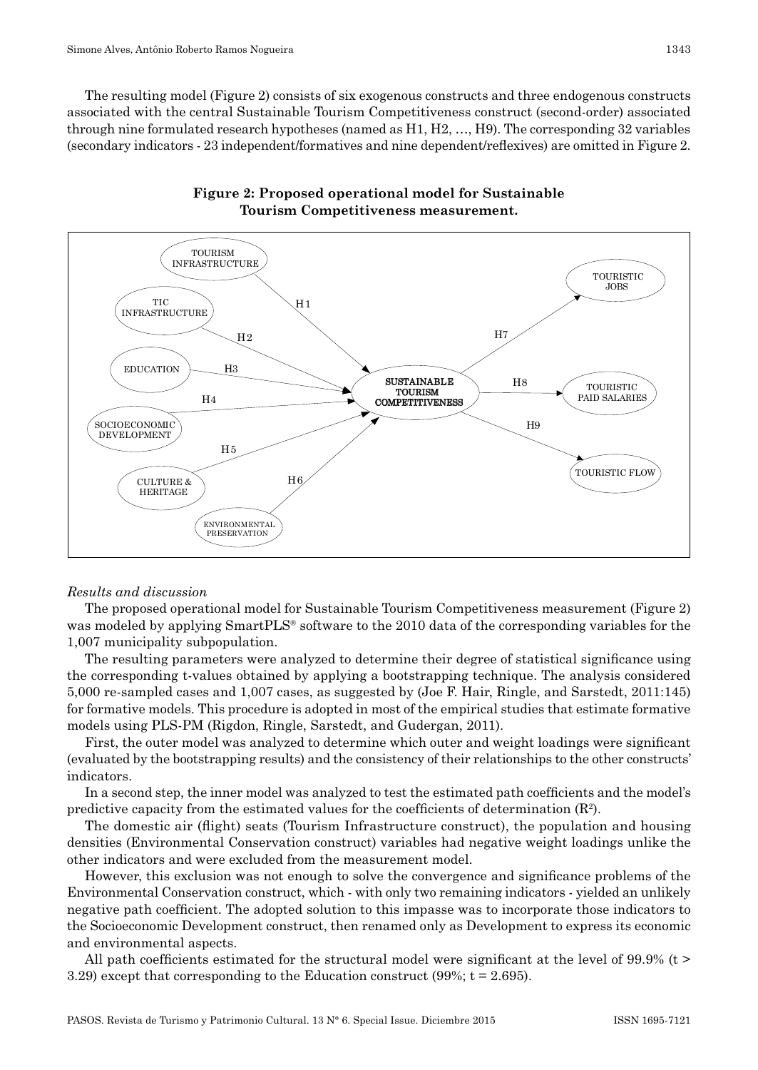The resulting model (Figure 2) consists of six exogenous constructs and three endogenous constructs associated with the central Sustainable Tourism Competitiveness construct (second-order) associated through nine formulated research hypotheses (named as H1, H2, …, H9). The corresponding 32 variables (secondary indicators - 23 independent/formatives and nine dependent/reflexives) are omitted in Figure 2.

**Figure 2: Proposed operational model for Sustainable Tourism Competitiveness measurement.**

*Results and discussion*

The proposed operational model for Sustainable Tourism Competitiveness measurement (Figure 2) was modeled by applying SmartPLS® software to the 2010 data of the corresponding variables for the 1,007 municipality subpopulation.

The resulting parameters were analyzed to determine their degree of statistical significance using the corresponding t-values obtained by applying a bootstrapping technique. The analysis considered 5,000 re-sampled cases and 1,007 cases, as suggested by (Joe F. Hair, Ringle, and Sarstedt, 2011:145) for formative models. This procedure is adopted in most of the empirical studies that estimate formative models using PLS-PM (Rigdon, Ringle, Sarstedt, and Gudergan, 2011).

First, the outer model was analyzed to determine which outer and weight loadings were significant (evaluated by the bootstrapping results) and the consistency of their relationships to the other constructs' indicators.

In a second step, the inner model was analyzed to test the estimated path coefficients and the model's predictive capacity from the estimated values for the coefficients of determination ($R^2$).

The domestic air (flight) seats (Tourism Infrastructure construct), the population and housing densities (Environmental Conservation construct) variables had negative weight loadings unlike the other indicators and were excluded from the measurement model.

However, this exclusion was not enough to solve the convergence and significance problems of the Environmental Conservation construct, which - with only two remaining indicators - yielded an unlikely negative path coefficient. The adopted solution to this impasse was to incorporate those indicators to the Socioeconomic Development construct, then renamed only as Development to express its economic and environmental aspects.

All path coefficients estimated for the structural model were significant at the level of 99.9% ($t > 3.29$) except that corresponding to the Education construct (99%; $t = 2.695$).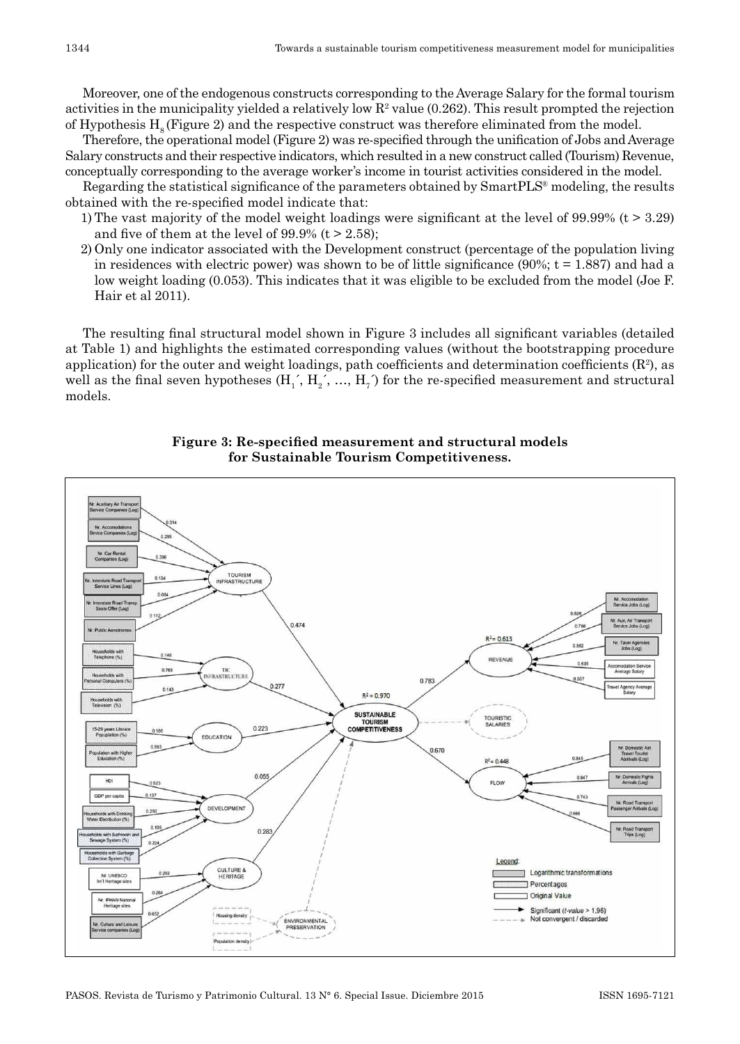Moreover, one of the endogenous constructs corresponding to the Average Salary for the formal tourism activities in the municipality yielded a relatively low $R^2$ value (0.262). This result prompted the rejection of Hypothesis $H_8$ (Figure 2) and the respective construct was therefore eliminated from the model.

Therefore, the operational model (Figure 2) was re-specified through the unification of Jobs and Average Salary constructs and their respective indicators, which resulted in a new construct called (Tourism) Revenue, conceptually corresponding to the average worker's income in tourist activities considered in the model.

Regarding the statistical significance of the parameters obtained by SmartPLS® modeling, the results obtained with the re-specified model indicate that:

1) The vast majority of the model weight loadings were significant at the level of 99.99% ($t > 3.29$) and five of them at the level of 99.9% ($t > 2.58$);
2) Only one indicator associated with the Development construct (percentage of the population living in residences with electric power) was shown to be of little significance (90%; $t = 1.887$) and had a low weight loading (0.053). This indicates that it was eligible to be excluded from the model (Joe F. Hair et al 2011).

The resulting final structural model shown in Figure 3 includes all significant variables (detailed at Table 1) and highlights the estimated corresponding values (without the bootstrapping procedure application) for the outer and weight loadings, path coefficients and determination coefficients ($R^2$), as well as the final seven hypotheses ($H_1'$, $H_2'$, ..., $H_7'$) for the re-specified measurement and structural models.

**Figure 3: Re-specified measurement and structural models for Sustainable Tourism Competitiveness.**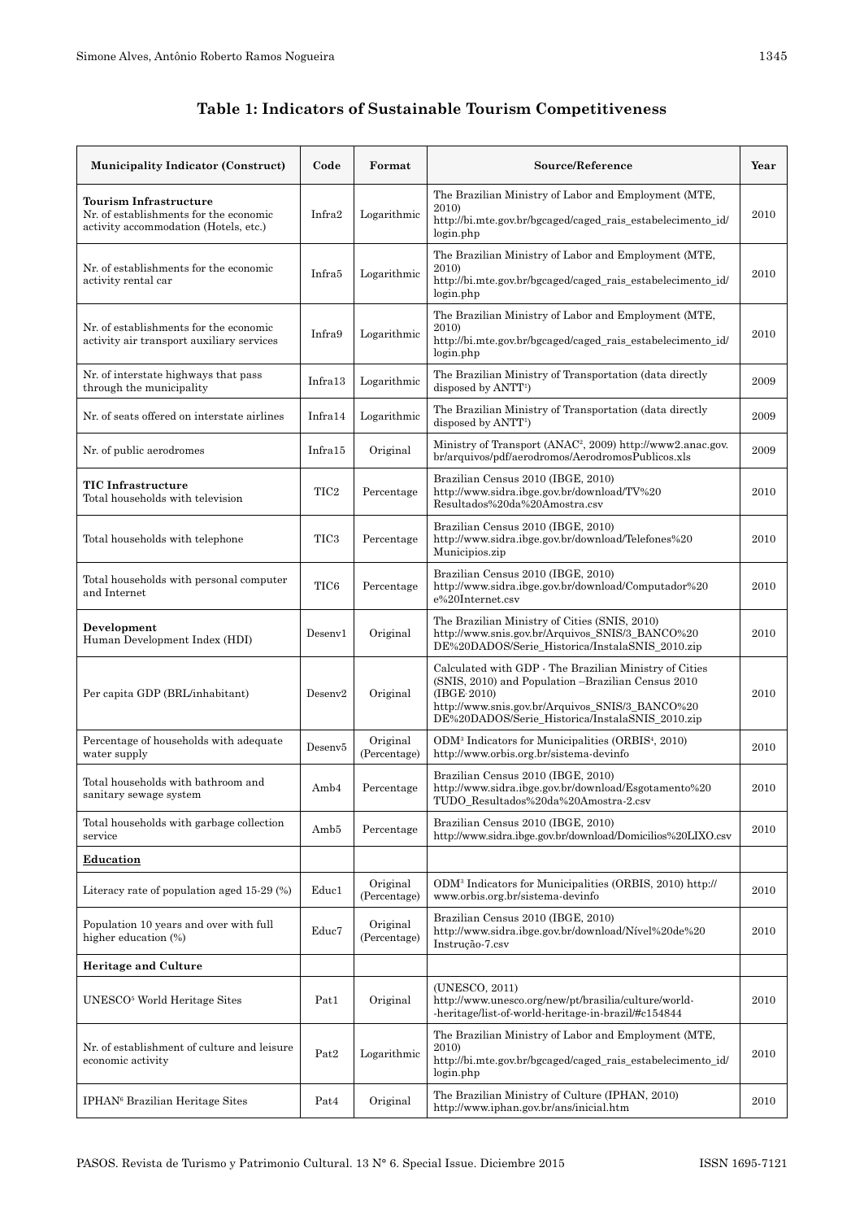## Table 1: Indicators of Sustainable Tourism Competitiveness

| Municipality Indicator (Construct) | Code | Format | Source/Reference | Year |
|---|---|---|---|---|
| **Tourism Infrastructure** Nr. of establishments for the economic activity accommodation (Hotels, etc.) | Infra2 | Logarithmic | The Brazilian Ministry of Labor and Employment (MTE, 2010) http://bi.mte.gov.br/bgcaged/caged_rais_estabelecimento_id/login.php | 2010 |
| Nr. of establishments for the economic activity rental car | Infra5 | Logarithmic | The Brazilian Ministry of Labor and Employment (MTE, 2010) http://bi.mte.gov.br/bgcaged/caged_rais_estabelecimento_id/login.php | 2010 |
| Nr. of establishments for the economic activity air transport auxiliary services | Infra9 | Logarithmic | The Brazilian Ministry of Labor and Employment (MTE, 2010) http://bi.mte.gov.br/bgcaged/caged_rais_estabelecimento_id/login.php | 2010 |
| Nr. of interstate highways that pass through the municipality | Infra13 | Logarithmic | The Brazilian Ministry of Transportation (data directly disposed by ANTT[1]) | 2009 |
| Nr. of seats offered on interstate airlines | Infra14 | Logarithmic | The Brazilian Ministry of Transportation (data directly disposed by ANTT[1]) | 2009 |
| Nr. of public aerodromes | Infra15 | Original | Ministry of Transport (ANAC[2], 2009) http://www2.anac.gov.br/arquivos/pdf/aerodromos/AerodromosPublicos.xls | 2009 |
| **TIC Infrastructure** Total households with television | TIC2 | Percentage | Brazilian Census 2010 (IBGE, 2010) http://www.sidra.ibge.gov.br/download/TV%20Resultados%20da%20Amostra.csv | 2010 |
| Total households with telephone | TIC3 | Percentage | Brazilian Census 2010 (IBGE, 2010) http://www.sidra.ibge.gov.br/download/Telefones%20Municipios.zip | 2010 |
| Total households with personal computer and Internet | TIC6 | Percentage | Brazilian Census 2010 (IBGE, 2010) http://www.sidra.ibge.gov.br/download/Computador%20e%20Internet.csv | 2010 |
| **Development** Human Development Index (HDI) | Desenv1 | Original | The Brazilian Ministry of Cities (SNIS, 2010) http://www.snis.gov.br/Arquivos_SNIS/3_BANCO%20DE%20DADOS/Serie_Historica/InstalaSNIS_2010.zip | 2010 |
| Per capita GDP (BRL/inhabitant) | Desenv2 | Original | Calculated with GDP - The Brazilian Ministry of Cities (SNIS, 2010) and Population –Brazilian Census 2010 (IBGE 2010) http://www.snis.gov.br/Arquivos_SNIS/3_BANCO%20DE%20DADOS/Serie_Historica/InstalaSNIS_2010.zip | 2010 |
| Percentage of households with adequate water supply | Desenv5 | Original (Percentage) | ODM[3] Indicators for Municipalities (ORBIS[4], 2010) http://www.orbis.org.br/sistema-devinfo | 2010 |
| Total households with bathroom and sanitary sewage system | Amb4 | Percentage | Brazilian Census 2010 (IBGE, 2010) http://www.sidra.ibge.gov.br/download/Esgotamento%20TUDO_Resultados%20da%20Amostra-2.csv | 2010 |
| Total households with garbage collection service | Amb5 | Percentage | Brazilian Census 2010 (IBGE, 2010) http://www.sidra.ibge.gov.br/download/Domicilios%20LIXO.csv | 2010 |
| **Education** | | | | |
| Literacy rate of population aged 15-29 (%) | Educ1 | Original (Percentage) | ODM[3] Indicators for Municipalities (ORBIS, 2010) http://www.orbis.org.br/sistema-devinfo | 2010 |
| Population 10 years and over with full higher education (%) | Educ7 | Original (Percentage) | Brazilian Census 2010 (IBGE, 2010) http://www.sidra.ibge.gov.br/download/Nível%20de%20Instrução-7.csv | 2010 |
| **Heritage and Culture** | | | | |
| UNESCO[5] World Heritage Sites | Pat1 | Original | (UNESCO, 2011) http://www.unesco.org/new/pt/brasilia/culture/world-heritage/list-of-world-heritage-in-brazil/#c154844 | 2010 |
| Nr. of establishment of culture and leisure economic activity | Pat2 | Logarithmic | The Brazilian Ministry of Labor and Employment (MTE, 2010) http://bi.mte.gov.br/bgcaged/caged_rais_estabelecimento_id/login.php | 2010 |
| IPHAN[6] Brazilian Heritage Sites | Pat4 | Original | The Brazilian Ministry of Culture (IPHAN, 2010) http://www.iphan.gov.br/ans/inicial.htm | 2010 |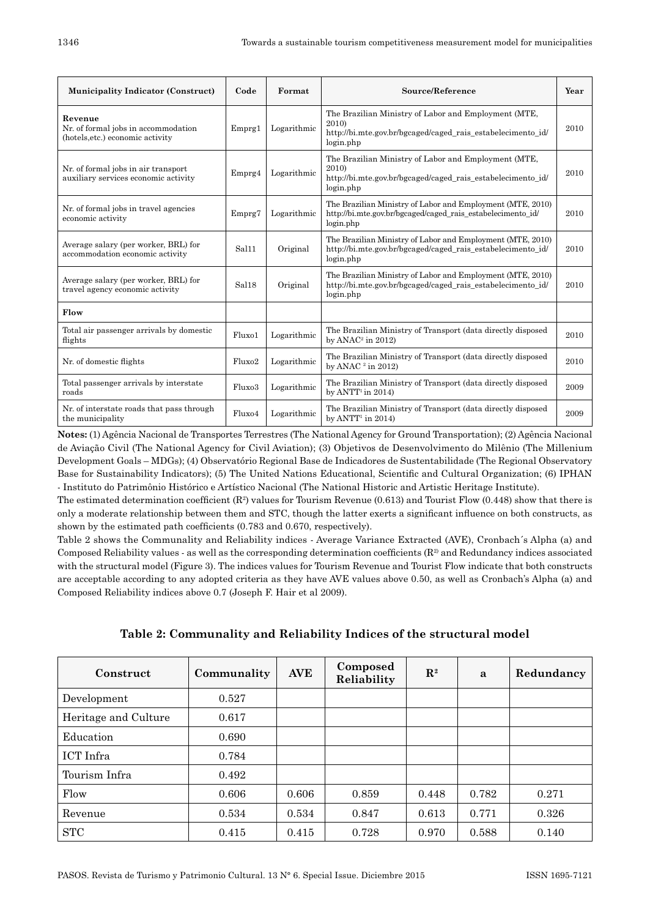| Municipality Indicator (Construct) | Code | Format | Source/Reference | Year |
|---|---|---|---|---|
| **Revenue**<br>Nr. of formal jobs in accommodation (hotels,etc.) economic activity | Emprg1 | Logarithmic | The Brazilian Ministry of Labor and Employment (MTE, 2010) http://bi.mte.gov.br/bgcaged/caged_rais_estabelecimento_id/login.php | 2010 |
| Nr. of formal jobs in air transport auxiliary services economic activity | Emprg4 | Logarithmic | The Brazilian Ministry of Labor and Employment (MTE, 2010) http://bi.mte.gov.br/bgcaged/caged_rais_estabelecimento_id/login.php | 2010 |
| Nr. of formal jobs in travel agencies economic activity | Emprg7 | Logarithmic | The Brazilian Ministry of Labor and Employment (MTE, 2010) http://bi.mte.gov.br/bgcaged/caged_rais_estabelecimento_id/login.php | 2010 |
| Average salary (per worker, BRL) for accommodation economic activity | Sal11 | Original | The Brazilian Ministry of Labor and Employment (MTE, 2010) http://bi.mte.gov.br/bgcaged/caged_rais_estabelecimento_id/login.php | 2010 |
| Average salary (per worker, BRL) for travel agency economic activity | Sal18 | Original | The Brazilian Ministry of Labor and Employment (MTE, 2010) http://bi.mte.gov.br/bgcaged/caged_rais_estabelecimento_id/login.php | 2010 |
| **Flow** | | | | |
| Total air passenger arrivals by domestic flights | Fluxo1 | Logarithmic | The Brazilian Ministry of Transport (data directly disposed by ANAC[2] in 2012) | 2010 |
| Nr. of domestic flights | Fluxo2 | Logarithmic | The Brazilian Ministry of Transport (data directly disposed by ANAC [2] in 2012) | 2010 |
| Total passenger arrivals by interstate roads | Fluxo3 | Logarithmic | The Brazilian Ministry of Transport (data directly disposed by ANTT[1] in 2014) | 2009 |
| Nr. of interstate roads that pass through the municipality | Fluxo4 | Logarithmic | The Brazilian Ministry of Transport (data directly disposed by ANTT[1] in 2014) | 2009 |

**Notes:** (1) Agência Nacional de Transportes Terrestres (The National Agency for Ground Transportation); (2) Agência Nacional de Aviação Civil (The National Agency for Civil Aviation); (3) Objetivos de Desenvolvimento do Milênio (The Millenium Development Goals – MDGs); (4) Observatório Regional Base de Indicadores de Sustentabilidade (The Regional Observatory Base for Sustainability Indicators); (5) The United Nations Educational, Scientific and Cultural Organization; (6) IPHAN - Instituto do Patrimônio Histórico e Artístico Nacional (The National Historic and Artistic Heritage Institute).

The estimated determination coefficient ($R^2$) values for Tourism Revenue (0.613) and Tourist Flow (0.448) show that there is only a moderate relationship between them and STC, though the latter exerts a significant influence on both constructs, as shown by the estimated path coefficients (0.783 and 0.670, respectively).

Table 2 shows the Communality and Reliability indices - Average Variance Extracted (AVE), Cronbach´s Alpha (a) and Composed Reliability values - as well as the corresponding determination coefficients ($R^2$) and Redundancy indices associated with the structural model (Figure 3). The indices values for Tourism Revenue and Tourist Flow indicate that both constructs are acceptable according to any adopted criteria as they have AVE values above 0.50, as well as Cronbach's Alpha (a) and Composed Reliability indices above 0.7 (Joseph F. Hair et al 2009).

**Table 2: Communality and Reliability Indices of the structural model**

| Construct | Communality | AVE | Composed Reliability | $R^2$ | a | Redundancy |
|---|---|---|---|---|---|---|
| Development | 0.527 | | | | | |
| Heritage and Culture | 0.617 | | | | | |
| Education | 0.690 | | | | | |
| ICT Infra | 0.784 | | | | | |
| Tourism Infra | 0.492 | | | | | |
| Flow | 0.606 | 0.606 | 0.859 | 0.448 | 0.782 | 0.271 |
| Revenue | 0.534 | 0.534 | 0.847 | 0.613 | 0.771 | 0.326 |
| STC | 0.415 | 0.415 | 0.728 | 0.970 | 0.588 | 0.140 |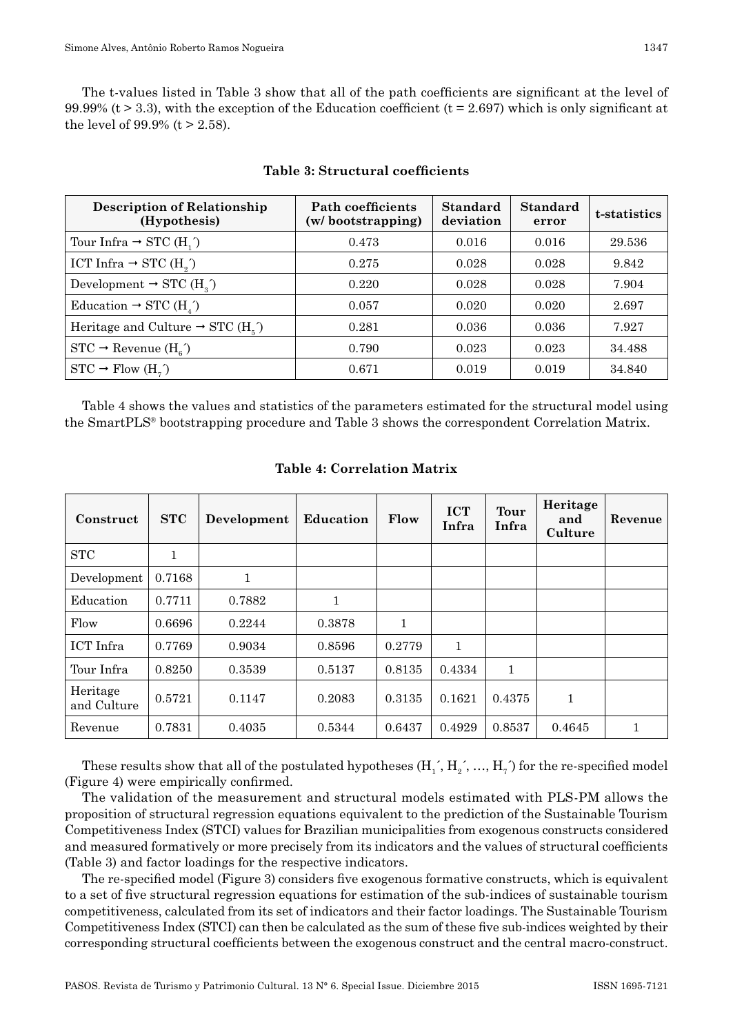The t-values listed in Table 3 show that all of the path coefficients are significant at the level of 99.99% ($t > 3.3$), with the exception of the Education coefficient ($t = 2.697$) which is only significant at the level of 99.9% ($t > 2.58$).

**Table 3: Structural coefficients**

| Description of Relationship (Hypothesis) | Path coefficients (w/ bootstrapping) | Standard deviation | Standard error | t-statistics |
|---|---|---|---|---|
| Tour Infra → STC ($H_1$´) | 0.473 | 0.016 | 0.016 | 29.536 |
| ICT Infra → STC ($H_2$´) | 0.275 | 0.028 | 0.028 | 9.842 |
| Development → STC ($H_3$´) | 0.220 | 0.028 | 0.028 | 7.904 |
| Education → STC ($H_4$´) | 0.057 | 0.020 | 0.020 | 2.697 |
| Heritage and Culture → STC ($H_5$´) | 0.281 | 0.036 | 0.036 | 7.927 |
| STC → Revenue ($H_6$´) | 0.790 | 0.023 | 0.023 | 34.488 |
| STC → Flow ($H_7$´) | 0.671 | 0.019 | 0.019 | 34.840 |

Table 4 shows the values and statistics of the parameters estimated for the structural model using the SmartPLS® bootstrapping procedure and Table 3 shows the correspondent Correlation Matrix.

**Table 4: Correlation Matrix**

| Construct | STC | Development | Education | Flow | ICT Infra | Tour Infra | Heritage and Culture | Revenue |
|---|---|---|---|---|---|---|---|---|
| STC | 1 | | | | | | | |
| Development | 0.7168 | 1 | | | | | | |
| Education | 0.7711 | 0.7882 | 1 | | | | | |
| Flow | 0.6696 | 0.2244 | 0.3878 | 1 | | | | |
| ICT Infra | 0.7769 | 0.9034 | 0.8596 | 0.2779 | 1 | | | |
| Tour Infra | 0.8250 | 0.3539 | 0.5137 | 0.8135 | 0.4334 | 1 | | |
| Heritage and Culture | 0.5721 | 0.1147 | 0.2083 | 0.3135 | 0.1621 | 0.4375 | 1 | |
| Revenue | 0.7831 | 0.4035 | 0.5344 | 0.6437 | 0.4929 | 0.8537 | 0.4645 | 1 |

These results show that all of the postulated hypotheses ($H_1$´, $H_2$´, ..., $H_7$´) for the re-specified model (Figure 4) were empirically confirmed.

The validation of the measurement and structural models estimated with PLS-PM allows the proposition of structural regression equations equivalent to the prediction of the Sustainable Tourism Competitiveness Index (STCI) values for Brazilian municipalities from exogenous constructs considered and measured formatively or more precisely from its indicators and the values of structural coefficients (Table 3) and factor loadings for the respective indicators.

The re-specified model (Figure 3) considers five exogenous formative constructs, which is equivalent to a set of five structural regression equations for estimation of the sub-indices of sustainable tourism competitiveness, calculated from its set of indicators and their factor loadings. The Sustainable Tourism Competitiveness Index (STCI) can then be calculated as the sum of these five sub-indices weighted by their corresponding structural coefficients between the exogenous construct and the central macro-construct.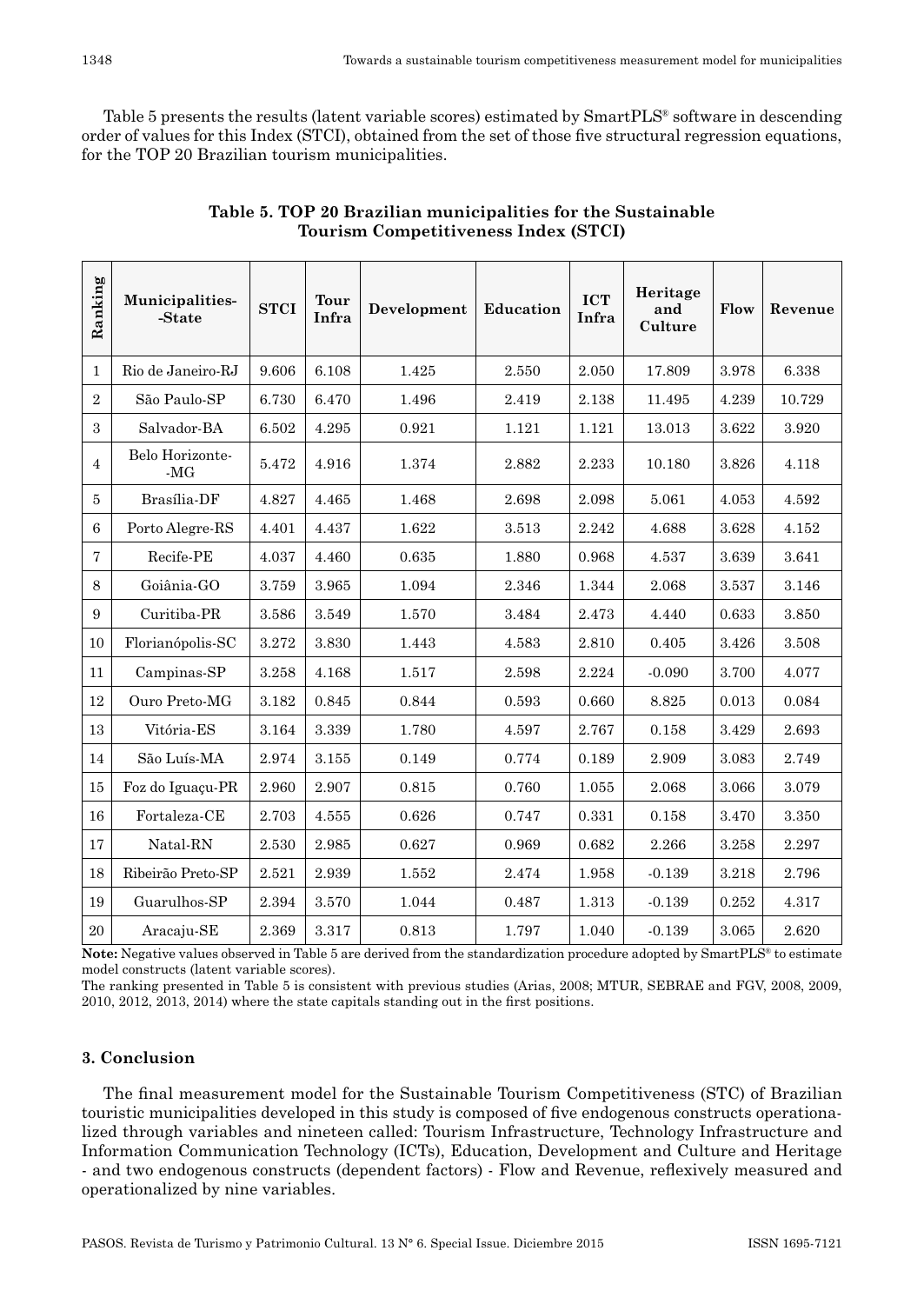Table 5 presents the results (latent variable scores) estimated by SmartPLS® software in descending order of values for this Index (STCI), obtained from the set of those five structural regression equations, for the TOP 20 Brazilian tourism municipalities.

**Table 5. TOP 20 Brazilian municipalities for the Sustainable Tourism Competitiveness Index (STCI)**

| Ranking | Municipalities-State | STCI | Tour Infra | Development | Education | ICT Infra | Heritage and Culture | Flow | Revenue |
|---|---|---|---|---|---|---|---|---|---|
| 1 | Rio de Janeiro-RJ | 9.606 | 6.108 | 1.425 | 2.550 | 2.050 | 17.809 | 3.978 | 6.338 |
| 2 | São Paulo-SP | 6.730 | 6.470 | 1.496 | 2.419 | 2.138 | 11.495 | 4.239 | 10.729 |
| 3 | Salvador-BA | 6.502 | 4.295 | 0.921 | 1.121 | 1.121 | 13.013 | 3.622 | 3.920 |
| 4 | Belo Horizonte-MG | 5.472 | 4.916 | 1.374 | 2.882 | 2.233 | 10.180 | 3.826 | 4.118 |
| 5 | Brasília-DF | 4.827 | 4.465 | 1.468 | 2.698 | 2.098 | 5.061 | 4.053 | 4.592 |
| 6 | Porto Alegre-RS | 4.401 | 4.437 | 1.622 | 3.513 | 2.242 | 4.688 | 3.628 | 4.152 |
| 7 | Recife-PE | 4.037 | 4.460 | 0.635 | 1.880 | 0.968 | 4.537 | 3.639 | 3.641 |
| 8 | Goiânia-GO | 3.759 | 3.965 | 1.094 | 2.346 | 1.344 | 2.068 | 3.537 | 3.146 |
| 9 | Curitiba-PR | 3.586 | 3.549 | 1.570 | 3.484 | 2.473 | 4.440 | 0.633 | 3.850 |
| 10 | Florianópolis-SC | 3.272 | 3.830 | 1.443 | 4.583 | 2.810 | 0.405 | 3.426 | 3.508 |
| 11 | Campinas-SP | 3.258 | 4.168 | 1.517 | 2.598 | 2.224 | -0.090 | 3.700 | 4.077 |
| 12 | Ouro Preto-MG | 3.182 | 0.845 | 0.844 | 0.593 | 0.660 | 8.825 | 0.013 | 0.084 |
| 13 | Vitória-ES | 3.164 | 3.339 | 1.780 | 4.597 | 2.767 | 0.158 | 3.429 | 2.693 |
| 14 | São Luís-MA | 2.974 | 3.155 | 0.149 | 0.774 | 0.189 | 2.909 | 3.083 | 2.749 |
| 15 | Foz do Iguaçu-PR | 2.960 | 2.907 | 0.815 | 0.760 | 1.055 | 2.068 | 3.066 | 3.079 |
| 16 | Fortaleza-CE | 2.703 | 4.555 | 0.626 | 0.747 | 0.331 | 0.158 | 3.470 | 3.350 |
| 17 | Natal-RN | 2.530 | 2.985 | 0.627 | 0.969 | 0.682 | 2.266 | 3.258 | 2.297 |
| 18 | Ribeirão Preto-SP | 2.521 | 2.939 | 1.552 | 2.474 | 1.958 | -0.139 | 3.218 | 2.796 |
| 19 | Guarulhos-SP | 2.394 | 3.570 | 1.044 | 0.487 | 1.313 | -0.139 | 0.252 | 4.317 |
| 20 | Aracaju-SE | 2.369 | 3.317 | 0.813 | 1.797 | 1.040 | -0.139 | 3.065 | 2.620 |

**Note:** Negative values observed in Table 5 are derived from the standardization procedure adopted by SmartPLS® to estimate model constructs (latent variable scores).

The ranking presented in Table 5 is consistent with previous studies (Arias, 2008; MTUR, SEBRAE and FGV, 2008, 2009, 2010, 2012, 2013, 2014) where the state capitals standing out in the first positions.

### 3. Conclusion

The final measurement model for the Sustainable Tourism Competitiveness (STC) of Brazilian touristic municipalities developed in this study is composed of five endogenous constructs operationalized through variables and nineteen called: Tourism Infrastructure, Technology Infrastructure and Information Communication Technology (ICTs), Education, Development and Culture and Heritage - and two endogenous constructs (dependent factors) - Flow and Revenue, reflexively measured and operationalized by nine variables.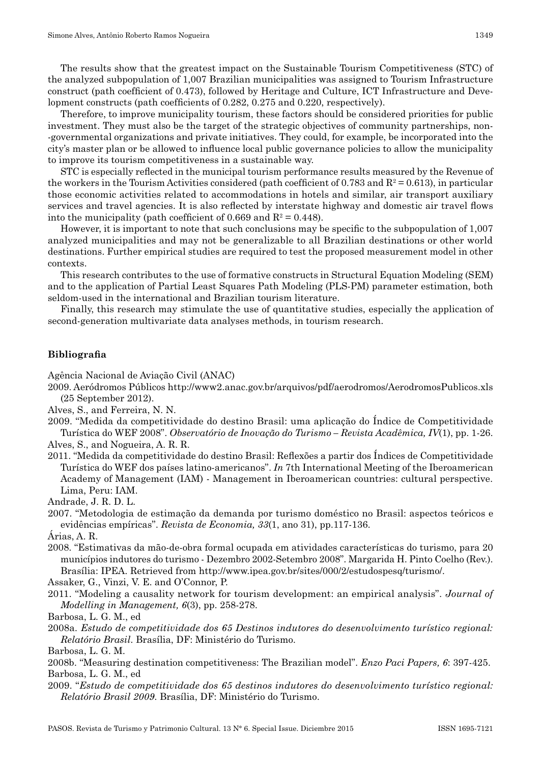The results show that the greatest impact on the Sustainable Tourism Competitiveness (STC) of the analyzed subpopulation of 1,007 Brazilian municipalities was assigned to Tourism Infrastructure construct (path coefficient of 0.473), followed by Heritage and Culture, ICT Infrastructure and Development constructs (path coefficients of 0.282, 0.275 and 0.220, respectively).

Therefore, to improve municipality tourism, these factors should be considered priorities for public investment. They must also be the target of the strategic objectives of community partnerships, non-governmental organizations and private initiatives. They could, for example, be incorporated into the city's master plan or be allowed to influence local public governance policies to allow the municipality to improve its tourism competitiveness in a sustainable way.

STC is especially reflected in the municipal tourism performance results measured by the Revenue of the workers in the Tourism Activities considered (path coefficient of 0.783 and $R^2 = 0.613$), in particular those economic activities related to accommodations in hotels and similar, air transport auxiliary services and travel agencies. It is also reflected by interstate highway and domestic air travel flows into the municipality (path coefficient of 0.669 and $R^2 = 0.448$).

However, it is important to note that such conclusions may be specific to the subpopulation of 1,007 analyzed municipalities and may not be generalizable to all Brazilian destinations or other world destinations. Further empirical studies are required to test the proposed measurement model in other contexts.

This research contributes to the use of formative constructs in Structural Equation Modeling (SEM) and to the application of Partial Least Squares Path Modeling (PLS-PM) parameter estimation, both seldom-used in the international and Brazilian tourism literature.

Finally, this research may stimulate the use of quantitative studies, especially the application of second-generation multivariate data analyses methods, in tourism research.

## Bibliografia

Agência Nacional de Aviação Civil (ANAC)

2009. Aeródromos Públicos http://www2.anac.gov.br/arquivos/pdf/aerodromos/AerodromosPublicos.xls (25 September 2012).

Alves, S., and Ferreira, N. N.

2009. "Medida da competitividade do destino Brasil: uma aplicação do Índice de Competitividade Turística do WEF 2008". *Observatório de Inovação do Turismo – Revista Acadêmica, IV*(1), pp. 1-26.

Alves, S., and Nogueira, A. R. R.

2011. "Medida da competitividade do destino Brasil: Reflexões a partir dos Índices de Competitividade Turística do WEF dos países latino-americanos". *In* 7th International Meeting of the Iberoamerican Academy of Management (IAM) - Management in Iberoamerican countries: cultural perspective. Lima, Peru: IAM.

Andrade, J. R. D. L.

2007. "Metodologia de estimação da demanda por turismo doméstico no Brasil: aspectos teóricos e evidências empíricas". *Revista de Economia, 33*(1, ano 31), pp.117-136.

Árias, A. R.

2008. "Estimativas da mão-de-obra formal ocupada em atividades características do turismo, para 20 municípios indutores do turismo - Dezembro 2002-Setembro 2008". Margarida H. Pinto Coelho (Rev.). Brasília: IPEA. Retrieved from http://www.ipea.gov.br/sites/000/2/estudospesq/turismo/.

Assaker, G., Vinzi, V. E. and O'Connor, P.

2011. "Modeling a causality network for tourism development: an empirical analysis". *Journal of Modelling in Management, 6*(3), pp. 258-278.

Barbosa, L. G. M., ed

2008a. *Estudo de competitividade dos 65 Destinos indutores do desenvolvimento turístico regional: Relatório Brasil*. Brasília, DF: Ministério do Turismo.

Barbosa, L. G. M.

2008b. "Measuring destination competitiveness: The Brazilian model". *Enzo Paci Papers, 6*: 397-425.

Barbosa, L. G. M., ed

2009. "*Estudo de competitividade dos 65 destinos indutores do desenvolvimento turístico regional: Relatório Brasil 2009.* Brasília, DF: Ministério do Turismo.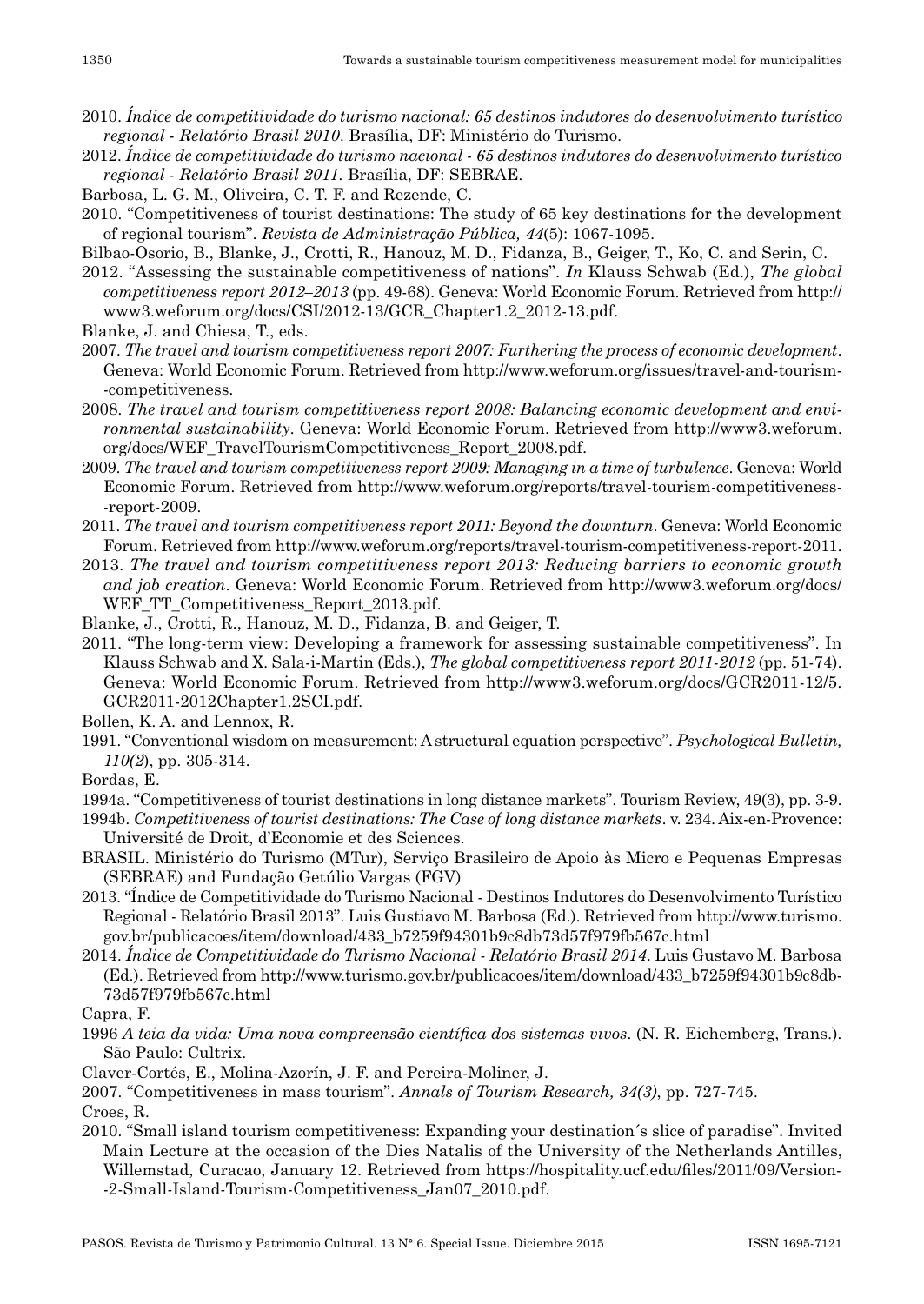2010. *Índice de competitividade do turismo nacional: 65 destinos indutores do desenvolvimento turístico regional - Relatório Brasil 2010*. Brasília, DF: Ministério do Turismo.

2012. *Índice de competitividade do turismo nacional - 65 destinos indutores do desenvolvimento turístico regional - Relatório Brasil 2011*. Brasília, DF: SEBRAE.

Barbosa, L. G. M., Oliveira, C. T. F. and Rezende, C.

2010. "Competitiveness of tourist destinations: The study of 65 key destinations for the development of regional tourism". *Revista de Administração Pública, 44*(5): 1067-1095.

Bilbao-Osorio, B., Blanke, J., Crotti, R., Hanouz, M. D., Fidanza, B., Geiger, T., Ko, C. and Serin, C.

2012. "Assessing the sustainable competitiveness of nations". *In* Klauss Schwab (Ed.), *The global competitiveness report 2012–2013* (pp. 49-68). Geneva: World Economic Forum. Retrieved from http://www3.weforum.org/docs/CSI/2012-13/GCR_Chapter1.2_2012-13.pdf.

Blanke, J. and Chiesa, T., eds.

2007. *The travel and tourism competitiveness report 2007: Furthering the process of economic development*. Geneva: World Economic Forum. Retrieved from http://www.weforum.org/issues/travel-and-tourism--competitiveness.

2008. *The travel and tourism competitiveness report 2008: Balancing economic development and environmental sustainability*. Geneva: World Economic Forum. Retrieved from http://www3.weforum.org/docs/WEF_TravelTourismCompetitiveness_Report_2008.pdf.

2009. *The travel and tourism competitiveness report 2009: Managing in a time of turbulence*. Geneva: World Economic Forum. Retrieved from http://www.weforum.org/reports/travel-tourism-competitiveness--report-2009.

2011. *The travel and tourism competitiveness report 2011: Beyond the downturn*. Geneva: World Economic Forum. Retrieved from http://www.weforum.org/reports/travel-tourism-competitiveness-report-2011.

2013. *The travel and tourism competitiveness report 2013: Reducing barriers to economic growth and job creation*. Geneva: World Economic Forum. Retrieved from http://www3.weforum.org/docs/WEF_TT_Competitiveness_Report_2013.pdf.

Blanke, J., Crotti, R., Hanouz, M. D., Fidanza, B. and Geiger, T.

2011. "The long-term view: Developing a framework for assessing sustainable competitiveness". In Klauss Schwab and X. Sala-i-Martin (Eds.), *The global competitiveness report 2011-2012* (pp. 51-74). Geneva: World Economic Forum. Retrieved from http://www3.weforum.org/docs/GCR2011-12/5.GCR2011-2012Chapter1.2SCI.pdf.

Bollen, K. A. and Lennox, R.

1991. "Conventional wisdom on measurement: A structural equation perspective". *Psychological Bulletin, 110(2)*, pp. 305-314.

Bordas, E.

1994a. "Competitiveness of tourist destinations in long distance markets". Tourism Review, 49(3), pp. 3-9.

1994b. *Competitiveness of tourist destinations: The Case of long distance markets*. v. 234. Aix-en-Provence: Université de Droit, d'Economie et des Sciences.

BRASIL. Ministério do Turismo (MTur), Serviço Brasileiro de Apoio às Micro e Pequenas Empresas (SEBRAE) and Fundação Getúlio Vargas (FGV)

2013. "Índice de Competitividade do Turismo Nacional - Destinos Indutores do Desenvolvimento Turístico Regional - Relatório Brasil 2013". Luis Gustiavo M. Barbosa (Ed.). Retrieved from http://www.turismo.gov.br/publicacoes/item/download/433_b7259f94301b9c8db73d57f979fb567c.html

2014. *Índice de Competitividade do Turismo Nacional - Relatório Brasil 2014*. Luis Gustavo M. Barbosa (Ed.). Retrieved from http://www.turismo.gov.br/publicacoes/item/download/433_b7259f94301b9c8db-73d57f979fb567c.html

Capra, F.

1996 *A teia da vida: Uma nova compreensão científica dos sistemas vivos*. (N. R. Eichemberg, Trans.). São Paulo: Cultrix.

Claver-Cortés, E., Molina-Azorín, J. F. and Pereira-Moliner, J.

2007. "Competitiveness in mass tourism". *Annals of Tourism Research, 34(3)*, pp. 727-745.

Croes, R.

2010. "Small island tourism competitiveness: Expanding your destination´s slice of paradise". Invited Main Lecture at the occasion of the Dies Natalis of the University of the Netherlands Antilles, Willemstad, Curacao, January 12. Retrieved from https://hospitality.ucf.edu/files/2011/09/Version--2-Small-Island-Tourism-Competitiveness_Jan07_2010.pdf.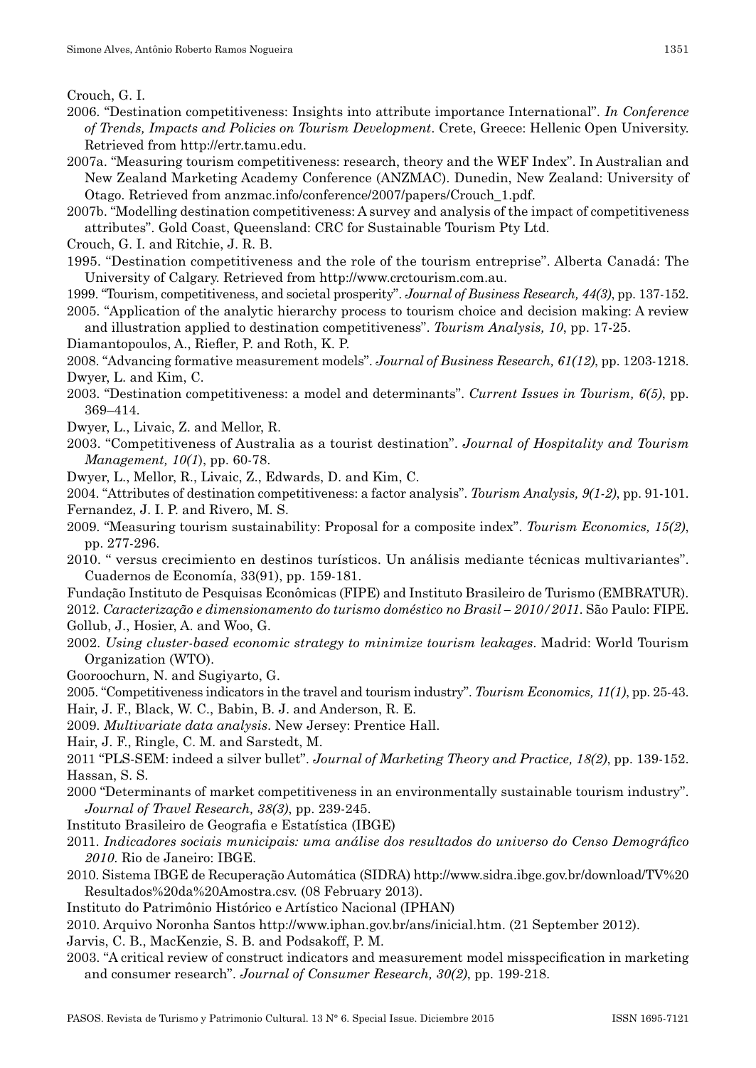Crouch, G. I.

2006. "Destination competitiveness: Insights into attribute importance International". *In Conference of Trends, Impacts and Policies on Tourism Development*. Crete, Greece: Hellenic Open University. Retrieved from http://ertr.tamu.edu.

2007a. "Measuring tourism competitiveness: research, theory and the WEF Index". In Australian and New Zealand Marketing Academy Conference (ANZMAC). Dunedin, New Zealand: University of Otago. Retrieved from anzmac.info/conference/2007/papers/Crouch_1.pdf.

2007b. "Modelling destination competitiveness: A survey and analysis of the impact of competitiveness attributes". Gold Coast, Queensland: CRC for Sustainable Tourism Pty Ltd.

Crouch, G. I. and Ritchie, J. R. B.

1995. "Destination competitiveness and the role of the tourism entreprise". Alberta Canadá: The University of Calgary. Retrieved from http://www.crctourism.com.au.

1999. "Tourism, competitiveness, and societal prosperity". *Journal of Business Research, 44(3)*, pp. 137-152.

2005. "Application of the analytic hierarchy process to tourism choice and decision making: A review and illustration applied to destination competitiveness". *Tourism Analysis, 10*, pp. 17-25.

Diamantopoulos, A., Riefler, P. and Roth, K. P.

2008. "Advancing formative measurement models". *Journal of Business Research, 61(12)*, pp. 1203-1218.

Dwyer, L. and Kim, C.

2003. "Destination competitiveness: a model and determinants". *Current Issues in Tourism, 6(5)*, pp. 369–414.

Dwyer, L., Livaic, Z. and Mellor, R.

2003. "Competitiveness of Australia as a tourist destination". *Journal of Hospitality and Tourism Management, 10(1)*, pp. 60-78.

Dwyer, L., Mellor, R., Livaic, Z., Edwards, D. and Kim, C.

2004. "Attributes of destination competitiveness: a factor analysis". *Tourism Analysis, 9(1-2)*, pp. 91-101.

Fernandez, J. I. P. and Rivero, M. S.

2009. "Measuring tourism sustainability: Proposal for a composite index". *Tourism Economics, 15(2)*, pp. 277-296.

2010. " versus crecimiento en destinos turísticos. Un análisis mediante técnicas multivariantes". Cuadernos de Economía, 33(91), pp. 159-181.

Fundação Instituto de Pesquisas Econômicas (FIPE) and Instituto Brasileiro de Turismo (EMBRATUR).

2012. *Caracterização e dimensionamento do turismo doméstico no Brasil – 2010/2011*. São Paulo: FIPE.

Gollub, J., Hosier, A. and Woo, G.

2002. *Using cluster-based economic strategy to minimize tourism leakages*. Madrid: World Tourism Organization (WTO).

Gooroochurn, N. and Sugiyarto, G.

2005. "Competitiveness indicators in the travel and tourism industry". *Tourism Economics, 11(1)*, pp. 25-43.

Hair, J. F., Black, W. C., Babin, B. J. and Anderson, R. E.

2009. *Multivariate data analysis*. New Jersey: Prentice Hall.

Hair, J. F., Ringle, C. M. and Sarstedt, M.

2011 "PLS-SEM: indeed a silver bullet". *Journal of Marketing Theory and Practice, 18(2)*, pp. 139-152.

Hassan, S. S.

2000 "Determinants of market competitiveness in an environmentally sustainable tourism industry". *Journal of Travel Research, 38(3)*, pp. 239-245.

Instituto Brasileiro de Geografia e Estatística (IBGE)

2011. *Indicadores sociais municipais: uma análise dos resultados do universo do Censo Demográfico 2010*. Rio de Janeiro: IBGE.

2010. Sistema IBGE de Recuperação Automática (SIDRA) http://www.sidra.ibge.gov.br/download/TV%20Resultados%20da%20Amostra.csv. (08 February 2013).

Instituto do Patrimônio Histórico e Artístico Nacional (IPHAN)

2010. Arquivo Noronha Santos http://www.iphan.gov.br/ans/inicial.htm. (21 September 2012).

Jarvis, C. B., MacKenzie, S. B. and Podsakoff, P. M.

2003. "A critical review of construct indicators and measurement model misspecification in marketing and consumer research". *Journal of Consumer Research, 30(2)*, pp. 199-218.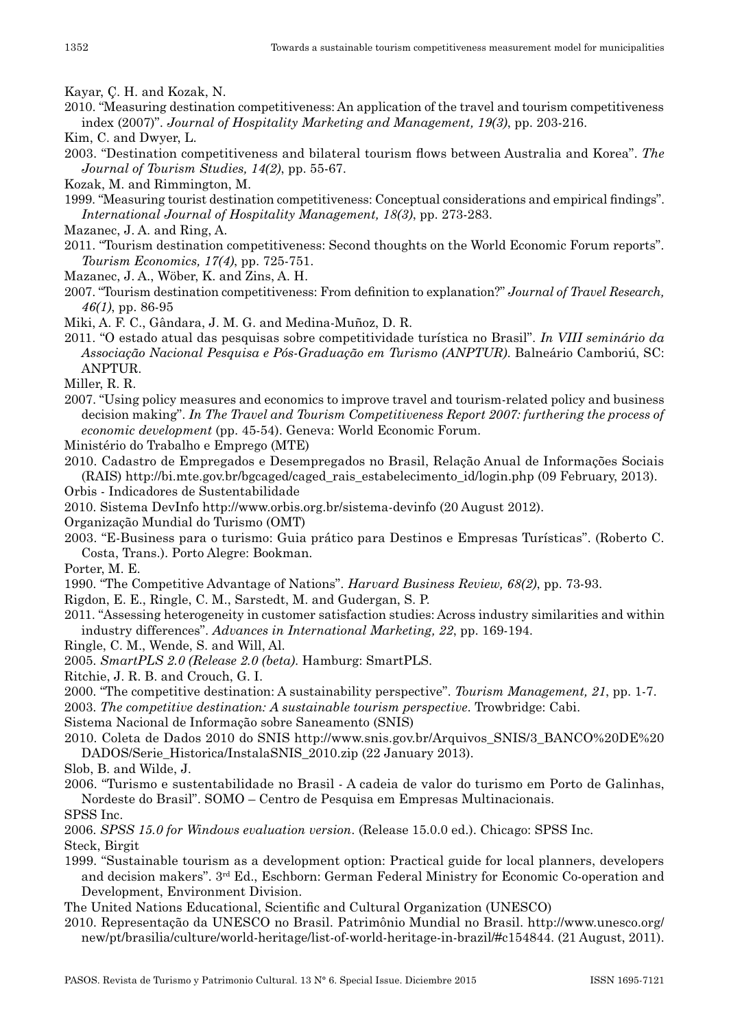Kayar, Ç. H. and Kozak, N.

2010. "Measuring destination competitiveness: An application of the travel and tourism competitiveness index (2007)". *Journal of Hospitality Marketing and Management, 19(3)*, pp. 203-216.

Kim, C. and Dwyer, L.

2003. "Destination competitiveness and bilateral tourism flows between Australia and Korea". *The Journal of Tourism Studies, 14(2)*, pp. 55-67.

Kozak, M. and Rimmington, M.

1999. "Measuring tourist destination competitiveness: Conceptual considerations and empirical findings". *International Journal of Hospitality Management, 18(3)*, pp. 273-283.

Mazanec, J. A. and Ring, A.

2011. "Tourism destination competitiveness: Second thoughts on the World Economic Forum reports". *Tourism Economics, 17(4)*, pp. 725-751.

Mazanec, J. A., Wöber, K. and Zins, A. H.

2007. "Tourism destination competitiveness: From definition to explanation?" *Journal of Travel Research, 46(1)*, pp. 86-95

Miki, A. F. C., Gândara, J. M. G. and Medina-Muñoz, D. R.

2011. "O estado atual das pesquisas sobre competitividade turística no Brasil". *In VIII seminário da Associação Nacional Pesquisa e Pós-Graduação em Turismo (ANPTUR)*. Balneário Camboriú, SC: ANPTUR.

Miller, R. R.

2007. "Using policy measures and economics to improve travel and tourism-related policy and business decision making". *In The Travel and Tourism Competitiveness Report 2007: furthering the process of economic development* (pp. 45-54). Geneva: World Economic Forum.

Ministério do Trabalho e Emprego (MTE)

2010. Cadastro de Empregados e Desempregados no Brasil, Relação Anual de Informações Sociais (RAIS) http://bi.mte.gov.br/bgcaged/caged_rais_estabelecimento_id/login.php (09 February, 2013).

Orbis - Indicadores de Sustentabilidade

2010. Sistema DevInfo http://www.orbis.org.br/sistema-devinfo (20 August 2012).

Organização Mundial do Turismo (OMT)

2003. "E-Business para o turismo: Guia prático para Destinos e Empresas Turísticas". (Roberto C. Costa, Trans.). Porto Alegre: Bookman.

Porter, M. E.

1990. "The Competitive Advantage of Nations". *Harvard Business Review, 68(2)*, pp. 73-93.

Rigdon, E. E., Ringle, C. M., Sarstedt, M. and Gudergan, S. P.

2011. "Assessing heterogeneity in customer satisfaction studies: Across industry similarities and within industry differences". *Advances in International Marketing, 22*, pp. 169-194.

Ringle, C. M., Wende, S. and Will, Al.

2005. *SmartPLS 2.0 (Release 2.0 (beta)*. Hamburg: SmartPLS.

Ritchie, J. R. B. and Crouch, G. I.

2000. "The competitive destination: A sustainability perspective". *Tourism Management, 21*, pp. 1-7.

2003. *The competitive destination: A sustainable tourism perspective*. Trowbridge: Cabi.

Sistema Nacional de Informação sobre Saneamento (SNIS)

2010. Coleta de Dados 2010 do SNIS http://www.snis.gov.br/Arquivos_SNIS/3_BANCO%20DE%20DADOS/Serie_Historica/InstalaSNIS_2010.zip (22 January 2013).

Slob, B. and Wilde, J.

2006. "Turismo e sustentabilidade no Brasil - A cadeia de valor do turismo em Porto de Galinhas, Nordeste do Brasil". SOMO – Centro de Pesquisa em Empresas Multinacionais.

SPSS Inc.

2006. *SPSS 15.0 for Windows evaluation version*. (Release 15.0.0 ed.). Chicago: SPSS Inc.

Steck, Birgit

1999. "Sustainable tourism as a development option: Practical guide for local planners, developers and decision makers". 3rd Ed., Eschborn: German Federal Ministry for Economic Co-operation and Development, Environment Division.

The United Nations Educational, Scientific and Cultural Organization (UNESCO)

2010. Representação da UNESCO no Brasil. Patrimônio Mundial no Brasil. http://www.unesco.org/new/pt/brasilia/culture/world-heritage/list-of-world-heritage-in-brazil/#c154844. (21 August, 2011).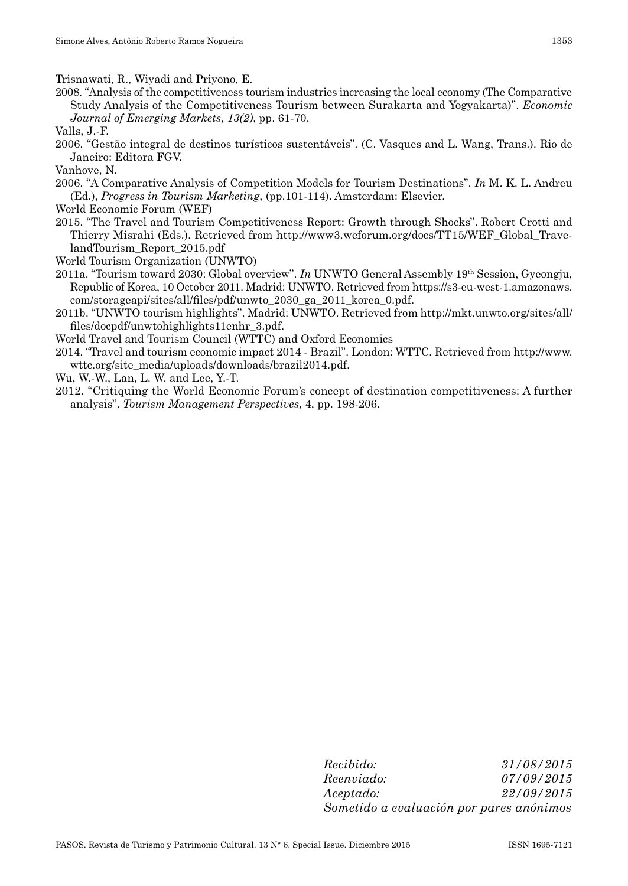Trisnawati, R., Wiyadi and Priyono, E.

2008. "Analysis of the competitiveness tourism industries increasing the local economy (The Comparative Study Analysis of the Competitiveness Tourism between Surakarta and Yogyakarta)". *Economic Journal of Emerging Markets, 13(2)*, pp. 61-70.

Valls, J.-F.

2006. "Gestão integral de destinos turísticos sustentáveis". (C. Vasques and L. Wang, Trans.). Rio de Janeiro: Editora FGV.

Vanhove, N.

2006. "A Comparative Analysis of Competition Models for Tourism Destinations". *In* M. K. L. Andreu (Ed.), *Progress in Tourism Marketing*, (pp.101-114). Amsterdam: Elsevier.

World Economic Forum (WEF)

2015. "The Travel and Tourism Competitiveness Report: Growth through Shocks". Robert Crotti and Thierry Misrahi (Eds.). Retrieved from http://www3.weforum.org/docs/TT15/WEF_Global_TravelandTourism_Report_2015.pdf

World Tourism Organization (UNWTO)

2011a. "Tourism toward 2030: Global overview". *In* UNWTO General Assembly 19th Session, Gyeongju, Republic of Korea, 10 October 2011. Madrid: UNWTO. Retrieved from https://s3-eu-west-1.amazonaws.com/storageapi/sites/all/files/pdf/unwto_2030_ga_2011_korea_0.pdf.

2011b. "UNWTO tourism highlights". Madrid: UNWTO. Retrieved from http://mkt.unwto.org/sites/all/files/docpdf/unwtohighlights11enhr_3.pdf.

World Travel and Tourism Council (WTTC) and Oxford Economics

2014. "Travel and tourism economic impact 2014 - Brazil". London: WTTC. Retrieved from http://www.wttc.org/site_media/uploads/downloads/brazil2014.pdf.

Wu, W.-W., Lan, L. W. and Lee, Y.-T.

2012. "Critiquing the World Economic Forum's concept of destination competitiveness: A further analysis". *Tourism Management Perspectives*, 4, pp. 198-206.

| | |
|---|---|
| *Recibido:* | *31/08/2015* |
| *Reenviado:* | *07/09/2015* |
| *Aceptado:* | *22/09/2015* |

*Sometido a evaluación por pares anónimos*